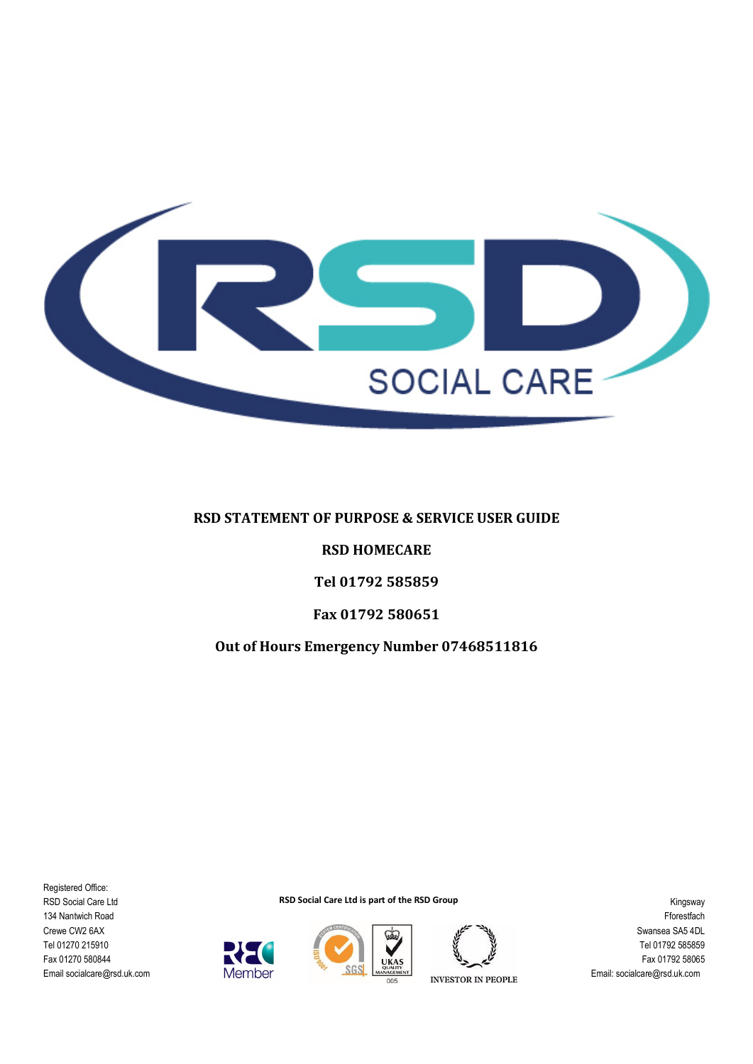# RSD STATEMENT OF PURPOSE & SERVICE USER GUIDE

## RSD HOMECARE

**Tel 01792 585859**

**Fax 01792 580651**

**Out of Hours Emergency Number 07468511816**

Registered Office:
RSD Social Care Ltd
134 Nantwich Road
Crewe CW2 6AX
Tel 01270 215910
Fax 01270 580844
Email socialcare@rsd.uk.com

**RSD Social Care Ltd is part of the RSD Group**

Kingsway
Fforestfach
Swansea SA5 4DL
Tel 01792 585859
Fax 01792 58065
Email: socialcare@rsd.uk.com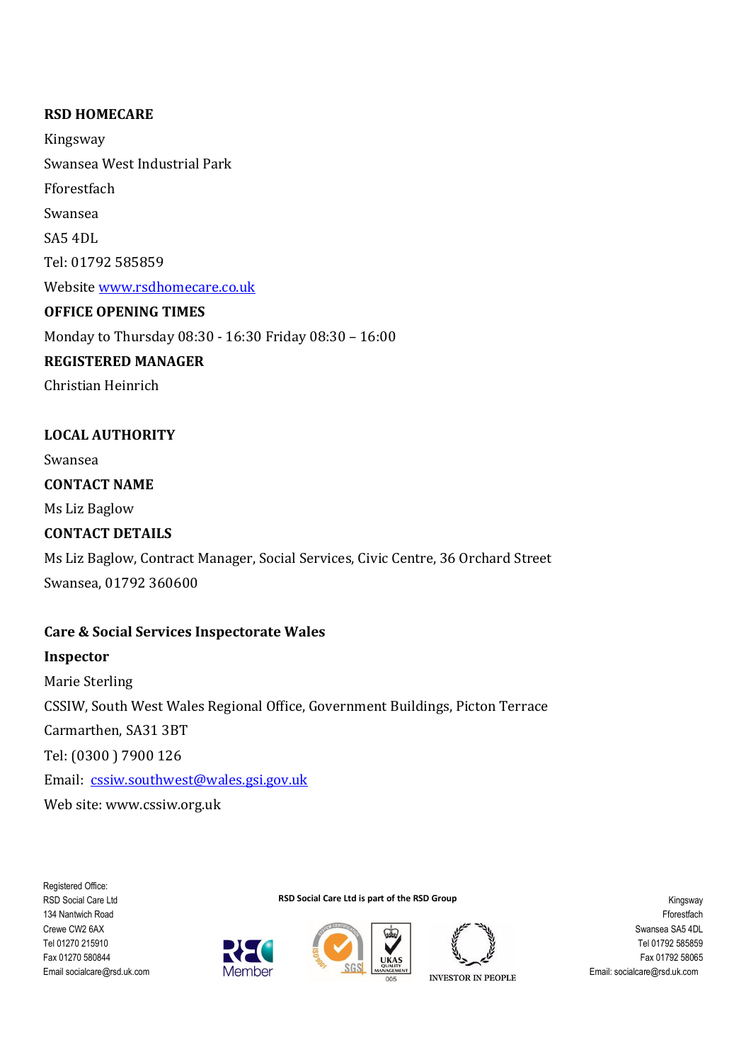**RSD HOMECARE**

Kingsway

Swansea West Industrial Park

Fforestfach

Swansea

SA5 4DL

Tel: 01792 585859

Website www.rsdhomecare.co.uk

**OFFICE OPENING TIMES**

Monday to Thursday 08:30 - 16:30 Friday 08:30 – 16:00

**REGISTERED MANAGER**

Christian Heinrich

**LOCAL AUTHORITY**

Swansea

**CONTACT NAME**

Ms Liz Baglow

**CONTACT DETAILS**

Ms Liz Baglow, Contract Manager, Social Services, Civic Centre, 36 Orchard Street

Swansea, 01792 360600

**Care & Social Services Inspectorate Wales**

**Inspector**

Marie Sterling

CSSIW, South West Wales Regional Office, Government Buildings, Picton Terrace

Carmarthen, SA31 3BT

Tel: (0300 ) 7900 126

Email: cssiw.southwest@wales.gsi.gov.uk

Web site: www.cssiw.org.uk

Registered Office:
RSD Social Care Ltd
134 Nantwich Road
Crewe CW2 6AX
Tel 01270 215910
Fax 01270 580844
Email socialcare@rsd.uk.com

**RSD Social Care Ltd is part of the RSD Group**

Kingsway
Fforestfach
Swansea SA5 4DL
Tel 01792 585859
Fax 01792 58065
Email: socialcare@rsd.uk.com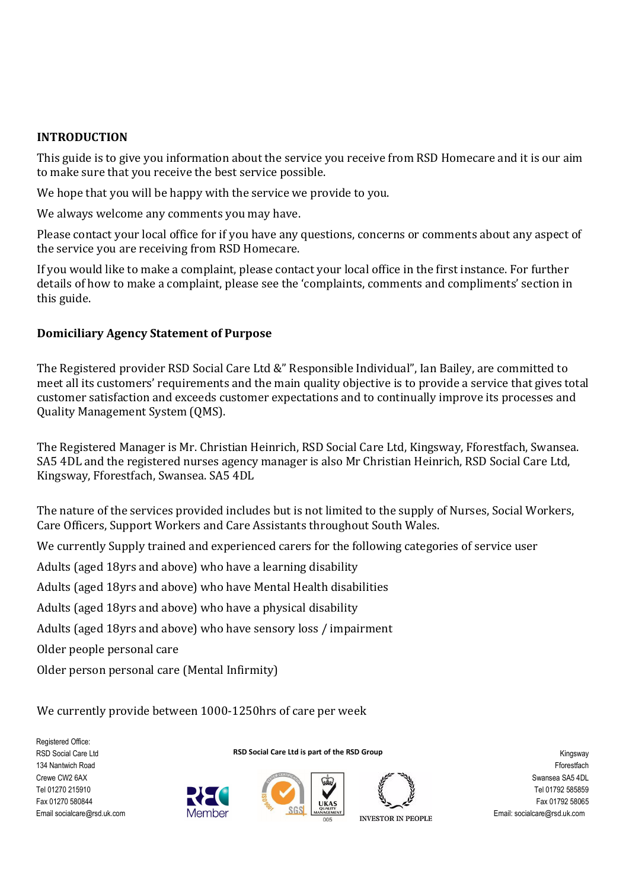## INTRODUCTION

This guide is to give you information about the service you receive from RSD Homecare and it is our aim to make sure that you receive the best service possible.

We hope that you will be happy with the service we provide to you.

We always welcome any comments you may have.

Please contact your local office for if you have any questions, concerns or comments about any aspect of the service you are receiving from RSD Homecare.

If you would like to make a complaint, please contact your local office in the first instance. For further details of how to make a complaint, please see the 'complaints, comments and compliments' section in this guide.

### Domiciliary Agency Statement of Purpose

The Registered provider RSD Social Care Ltd &" Responsible Individual", Ian Bailey, are committed to meet all its customers' requirements and the main quality objective is to provide a service that gives total customer satisfaction and exceeds customer expectations and to continually improve its processes and Quality Management System (QMS).

The Registered Manager is Mr. Christian Heinrich, RSD Social Care Ltd, Kingsway, Fforestfach, Swansea. SA5 4DL and the registered nurses agency manager is also Mr Christian Heinrich, RSD Social Care Ltd, Kingsway, Fforestfach, Swansea. SA5 4DL

The nature of the services provided includes but is not limited to the supply of Nurses, Social Workers, Care Officers, Support Workers and Care Assistants throughout South Wales.

We currently Supply trained and experienced carers for the following categories of service user

Adults (aged 18yrs and above) who have a learning disability

Adults (aged 18yrs and above) who have Mental Health disabilities

Adults (aged 18yrs and above) who have a physical disability

Adults (aged 18yrs and above) who have sensory loss / impairment

Older people personal care

Older person personal care (Mental Infirmity)

We currently provide between 1000-1250hrs of care per week

Registered Office:
RSD Social Care Ltd
134 Nantwich Road
Crewe CW2 6AX
Tel 01270 215910
Fax 01270 580844
Email socialcare@rsd.uk.com

RSD Social Care Ltd is part of the RSD Group

Kingsway
Fforestfach
Swansea SA5 4DL
Tel 01792 585859
Fax 01792 58065
Email: socialcare@rsd.uk.com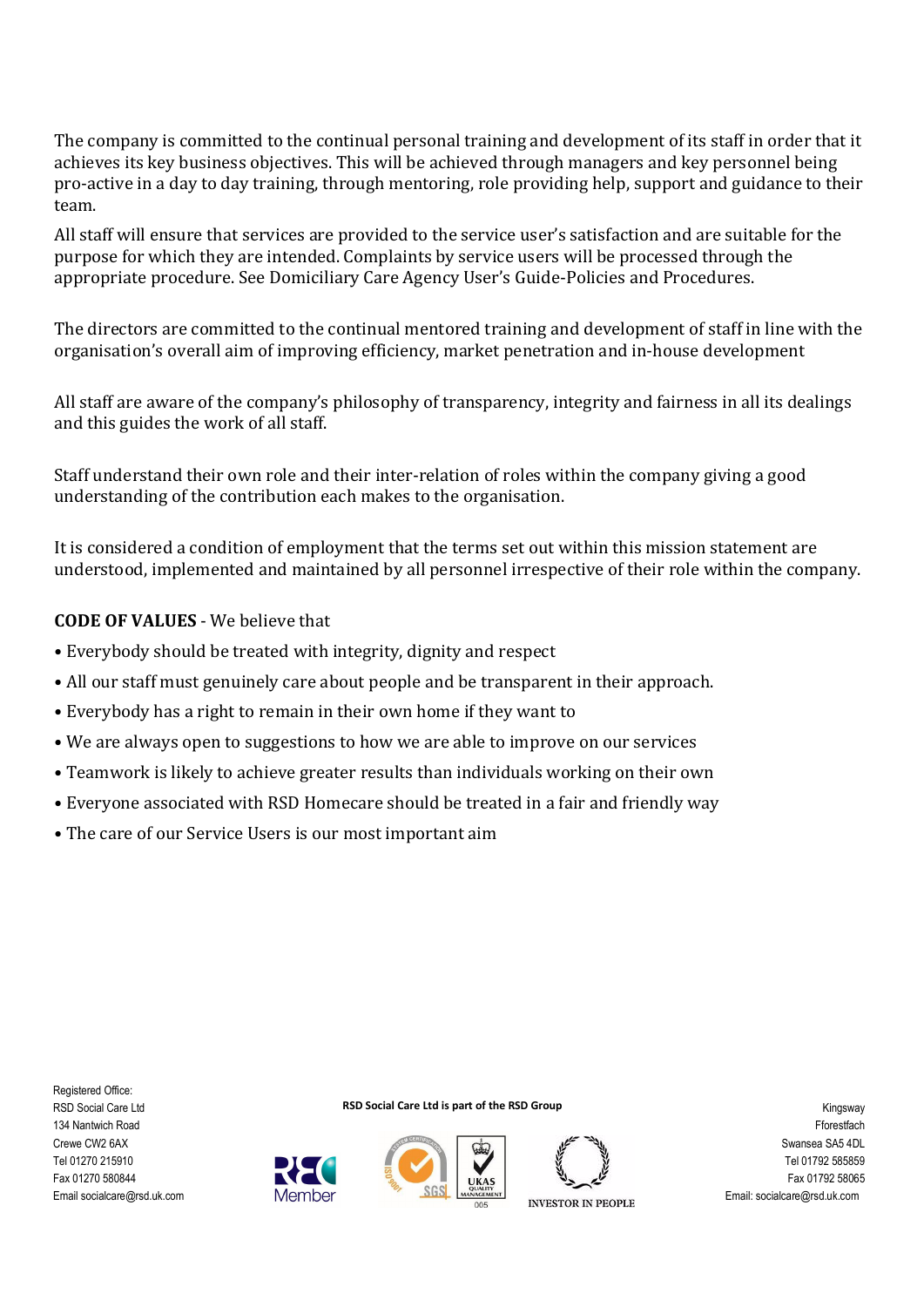The company is committed to the continual personal training and development of its staff in order that it achieves its key business objectives. This will be achieved through managers and key personnel being pro-active in a day to day training, through mentoring, role providing help, support and guidance to their team.

All staff will ensure that services are provided to the service user's satisfaction and are suitable for the purpose for which they are intended. Complaints by service users will be processed through the appropriate procedure. See Domiciliary Care Agency User's Guide-Policies and Procedures.

The directors are committed to the continual mentored training and development of staff in line with the organisation's overall aim of improving efficiency, market penetration and in-house development

All staff are aware of the company's philosophy of transparency, integrity and fairness in all its dealings and this guides the work of all staff.

Staff understand their own role and their inter-relation of roles within the company giving a good understanding of the contribution each makes to the organisation.

It is considered a condition of employment that the terms set out within this mission statement are understood, implemented and maintained by all personnel irrespective of their role within the company.

**CODE OF VALUES** - We believe that

- Everybody should be treated with integrity, dignity and respect
- All our staff must genuinely care about people and be transparent in their approach.
- Everybody has a right to remain in their own home if they want to
- We are always open to suggestions to how we are able to improve on our services
- Teamwork is likely to achieve greater results than individuals working on their own
- Everyone associated with RSD Homecare should be treated in a fair and friendly way
- The care of our Service Users is our most important aim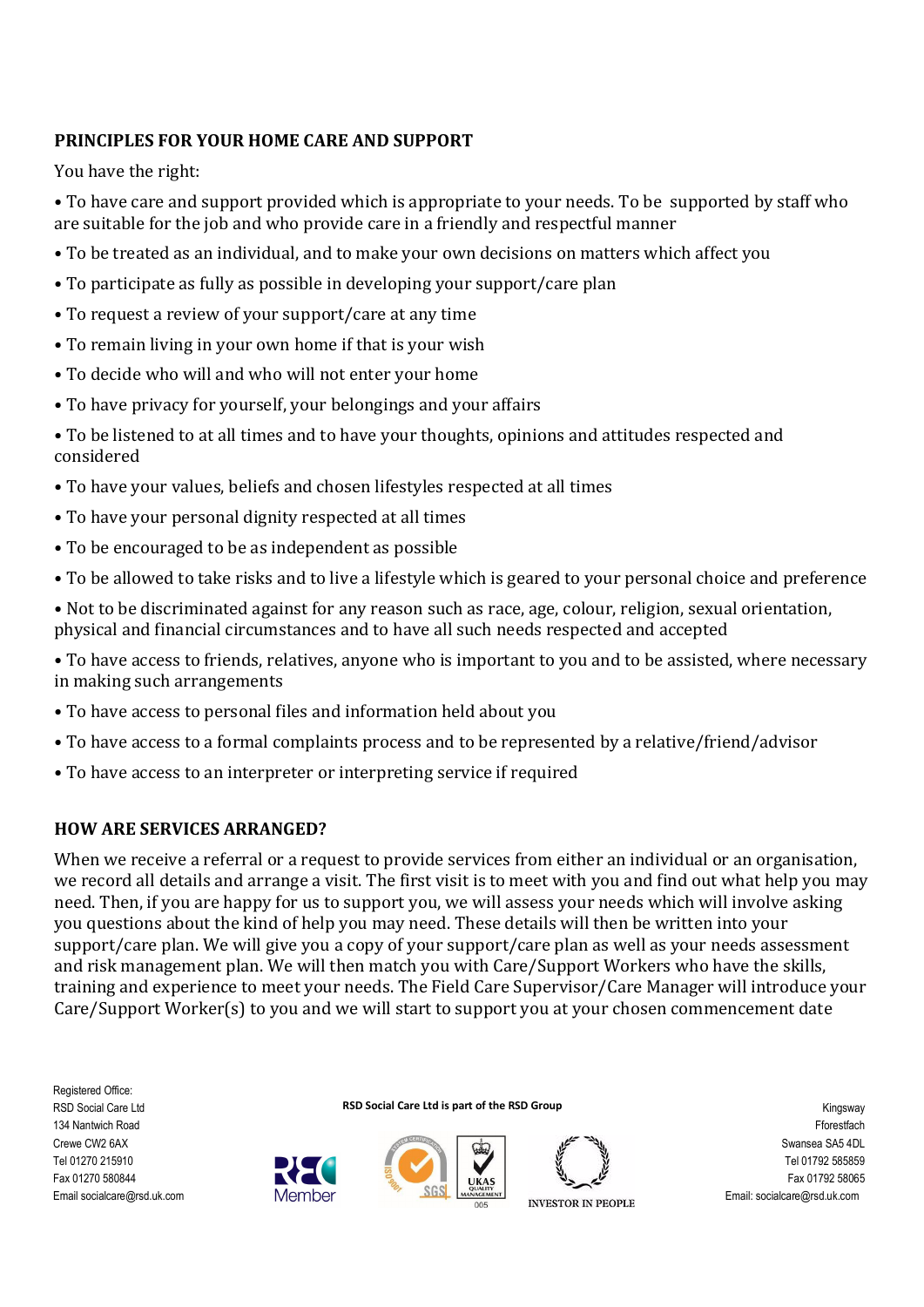## PRINCIPLES FOR YOUR HOME CARE AND SUPPORT

You have the right:

- To have care and support provided which is appropriate to your needs. To be supported by staff who are suitable for the job and who provide care in a friendly and respectful manner
- To be treated as an individual, and to make your own decisions on matters which affect you
- To participate as fully as possible in developing your support/care plan
- To request a review of your support/care at any time
- To remain living in your own home if that is your wish
- To decide who will and who will not enter your home
- To have privacy for yourself, your belongings and your affairs
- To be listened to at all times and to have your thoughts, opinions and attitudes respected and considered
- To have your values, beliefs and chosen lifestyles respected at all times
- To have your personal dignity respected at all times
- To be encouraged to be as independent as possible
- To be allowed to take risks and to live a lifestyle which is geared to your personal choice and preference
- Not to be discriminated against for any reason such as race, age, colour, religion, sexual orientation, physical and financial circumstances and to have all such needs respected and accepted
- To have access to friends, relatives, anyone who is important to you and to be assisted, where necessary in making such arrangements
- To have access to personal files and information held about you
- To have access to a formal complaints process and to be represented by a relative/friend/advisor
- To have access to an interpreter or interpreting service if required

## HOW ARE SERVICES ARRANGED?

When we receive a referral or a request to provide services from either an individual or an organisation, we record all details and arrange a visit. The first visit is to meet with you and find out what help you may need. Then, if you are happy for us to support you, we will assess your needs which will involve asking you questions about the kind of help you may need. These details will then be written into your support/care plan. We will give you a copy of your support/care plan as well as your needs assessment and risk management plan. We will then match you with Care/Support Workers who have the skills, training and experience to meet your needs. The Field Care Supervisor/Care Manager will introduce your Care/Support Worker(s) to you and we will start to support you at your chosen commencement date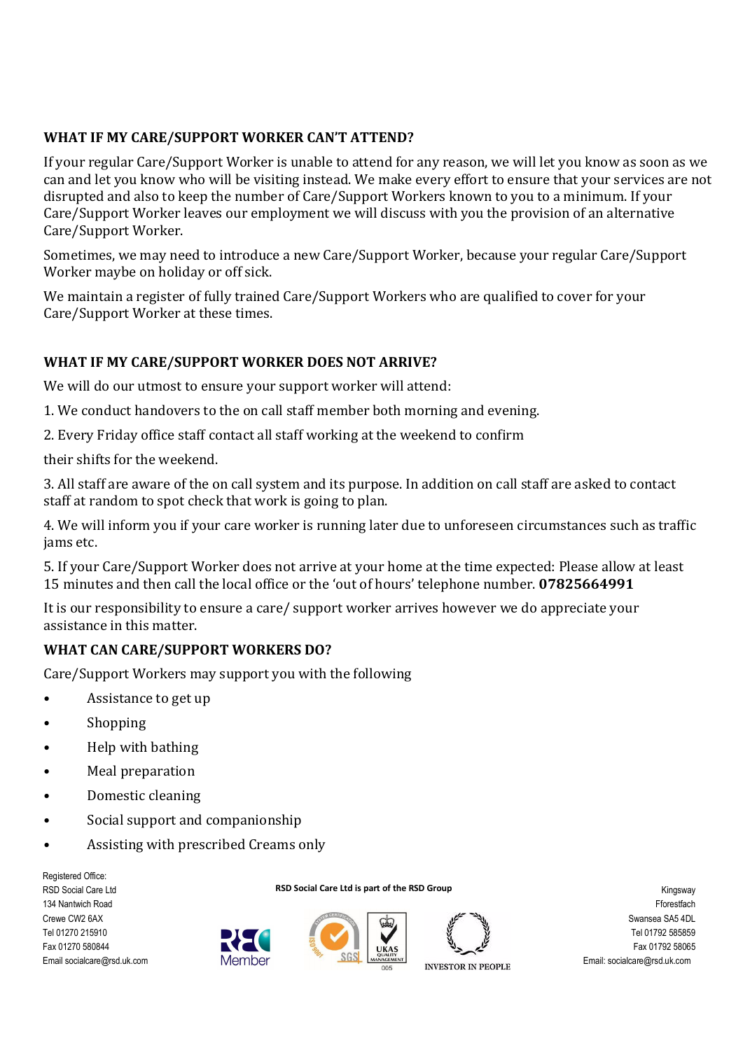## WHAT IF MY CARE/SUPPORT WORKER CAN'T ATTEND?

If your regular Care/Support Worker is unable to attend for any reason, we will let you know as soon as we can and let you know who will be visiting instead. We make every effort to ensure that your services are not disrupted and also to keep the number of Care/Support Workers known to you to a minimum. If your Care/Support Worker leaves our employment we will discuss with you the provision of an alternative Care/Support Worker.

Sometimes, we may need to introduce a new Care/Support Worker, because your regular Care/Support Worker maybe on holiday or off sick.

We maintain a register of fully trained Care/Support Workers who are qualified to cover for your Care/Support Worker at these times.

## WHAT IF MY CARE/SUPPORT WORKER DOES NOT ARRIVE?

We will do our utmost to ensure your support worker will attend:

1. We conduct handovers to the on call staff member both morning and evening.

2. Every Friday office staff contact all staff working at the weekend to confirm

their shifts for the weekend.

3. All staff are aware of the on call system and its purpose. In addition on call staff are asked to contact staff at random to spot check that work is going to plan.

4. We will inform you if your care worker is running later due to unforeseen circumstances such as traffic jams etc.

5. If your Care/Support Worker does not arrive at your home at the time expected: Please allow at least 15 minutes and then call the local office or the 'out of hours' telephone number. **07825664991**

It is our responsibility to ensure a care/ support worker arrives however we do appreciate your assistance in this matter.

## WHAT CAN CARE/SUPPORT WORKERS DO?

Care/Support Workers may support you with the following

- Assistance to get up
- Shopping
- Help with bathing
- Meal preparation
- Domestic cleaning
- Social support and companionship
- Assisting with prescribed Creams only

Registered Office:
RSD Social Care Ltd
134 Nantwich Road
Crewe CW2 6AX
Tel 01270 215910
Fax 01270 580844
Email socialcare@rsd.uk.com

**RSD Social Care Ltd is part of the RSD Group**

Kingsway
Fforestfach
Swansea SA5 4DL
Tel 01792 585859
Fax 01792 58065
Email: socialcare@rsd.uk.com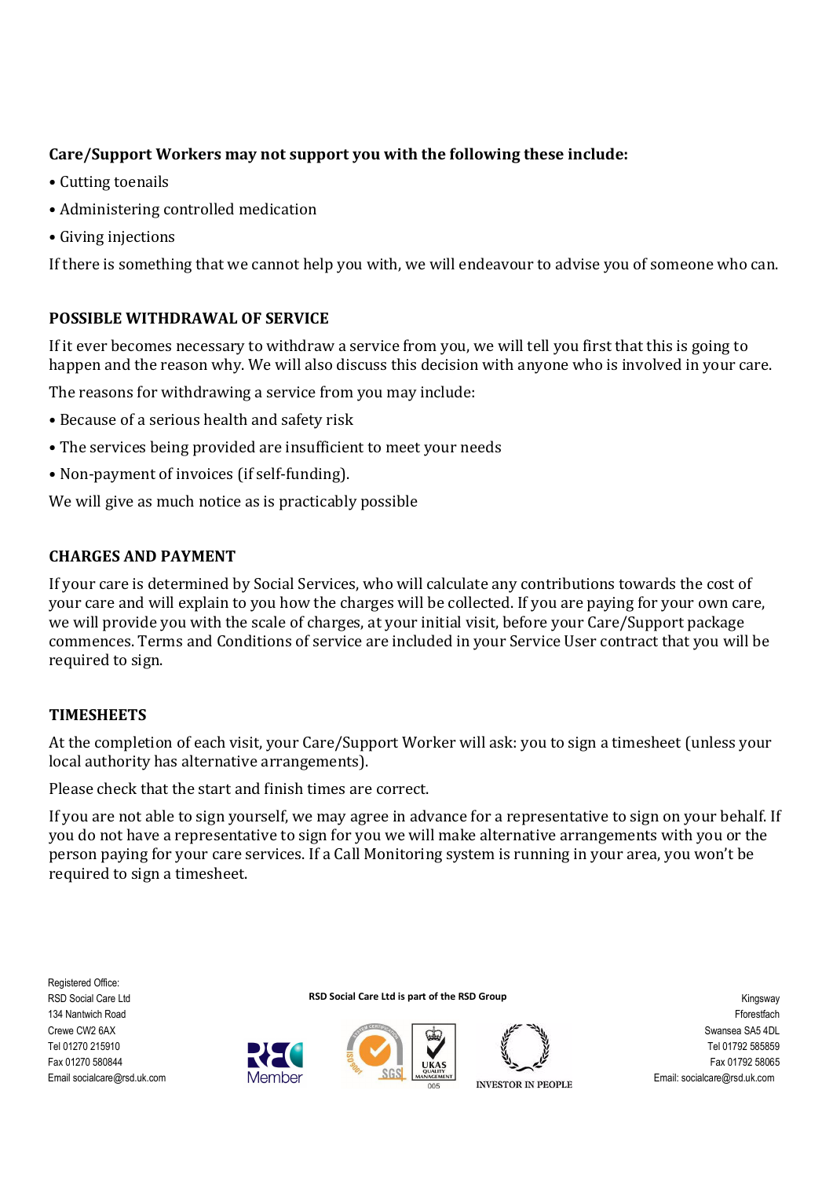**Care/Support Workers may not support you with the following these include:**

- Cutting toenails
- Administering controlled medication
- Giving injections

If there is something that we cannot help you with, we will endeavour to advise you of someone who can.

## POSSIBLE WITHDRAWAL OF SERVICE

If it ever becomes necessary to withdraw a service from you, we will tell you first that this is going to happen and the reason why. We will also discuss this decision with anyone who is involved in your care.

The reasons for withdrawing a service from you may include:

- Because of a serious health and safety risk
- The services being provided are insufficient to meet your needs
- Non-payment of invoices (if self-funding).

We will give as much notice as is practicably possible

## CHARGES AND PAYMENT

If your care is determined by Social Services, who will calculate any contributions towards the cost of your care and will explain to you how the charges will be collected. If you are paying for your own care, we will provide you with the scale of charges, at your initial visit, before your Care/Support package commences. Terms and Conditions of service are included in your Service User contract that you will be required to sign.

## TIMESHEETS

At the completion of each visit, your Care/Support Worker will ask: you to sign a timesheet (unless your local authority has alternative arrangements).

Please check that the start and finish times are correct.

If you are not able to sign yourself, we may agree in advance for a representative to sign on your behalf. If you do not have a representative to sign for you we will make alternative arrangements with you or the person paying for your care services. If a Call Monitoring system is running in your area, you won't be required to sign a timesheet.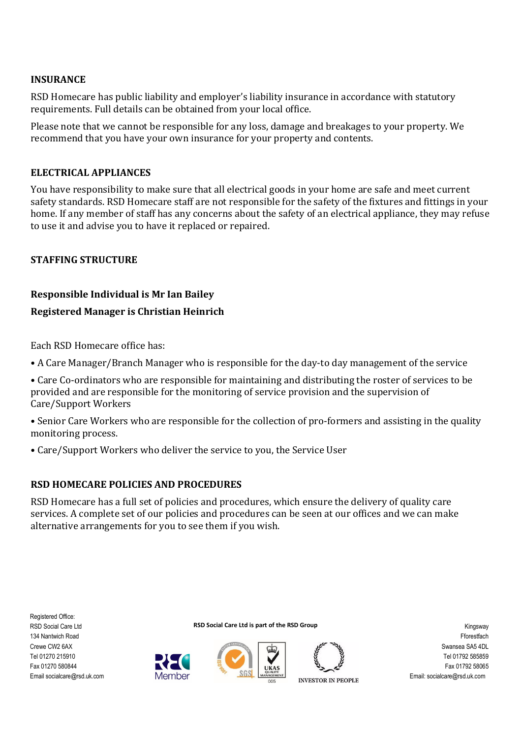## INSURANCE

RSD Homecare has public liability and employer's liability insurance in accordance with statutory requirements. Full details can be obtained from your local office.

Please note that we cannot be responsible for any loss, damage and breakages to your property. We recommend that you have your own insurance for your property and contents.

## ELECTRICAL APPLIANCES

You have responsibility to make sure that all electrical goods in your home are safe and meet current safety standards. RSD Homecare staff are not responsible for the safety of the fixtures and fittings in your home. If any member of staff has any concerns about the safety of an electrical appliance, they may refuse to use it and advise you to have it replaced or repaired.

## STAFFING STRUCTURE

**Responsible Individual is Mr Ian Bailey**

**Registered Manager is Christian Heinrich**

Each RSD Homecare office has:

- A Care Manager/Branch Manager who is responsible for the day-to day management of the service
- Care Co-ordinators who are responsible for maintaining and distributing the roster of services to be provided and are responsible for the monitoring of service provision and the supervision of Care/Support Workers
- Senior Care Workers who are responsible for the collection of pro-formers and assisting in the quality monitoring process.
- Care/Support Workers who deliver the service to you, the Service User

## RSD HOMECARE POLICIES AND PROCEDURES

RSD Homecare has a full set of policies and procedures, which ensure the delivery of quality care services. A complete set of our policies and procedures can be seen at our offices and we can make alternative arrangements for you to see them if you wish.

Registered Office:
RSD Social Care Ltd
134 Nantwich Road
Crewe CW2 6AX
Tel 01270 215910
Fax 01270 580844
Email socialcare@rsd.uk.com

**RSD Social Care Ltd is part of the RSD Group**

Kingsway
Fforestfach
Swansea SA5 4DL
Tel 01792 585859
Fax 01792 58065
Email: socialcare@rsd.uk.com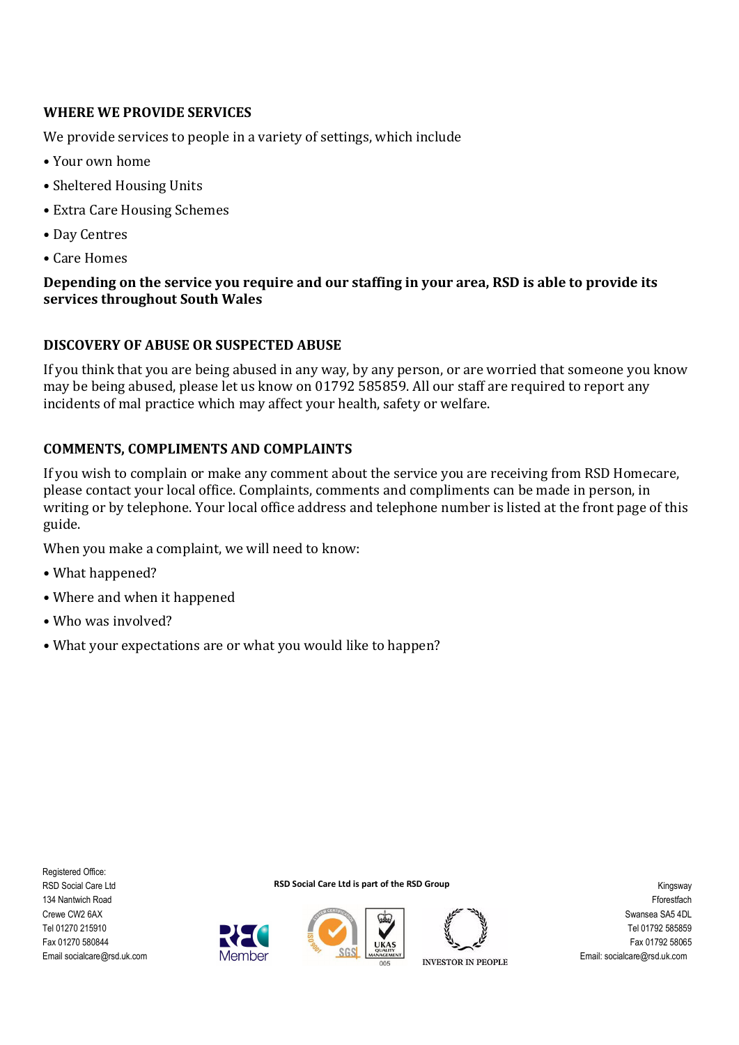## WHERE WE PROVIDE SERVICES

We provide services to people in a variety of settings, which include

- Your own home
- Sheltered Housing Units
- Extra Care Housing Schemes
- Day Centres
- Care Homes

**Depending on the service you require and our staffing in your area, RSD is able to provide its services throughout South Wales**

## DISCOVERY OF ABUSE OR SUSPECTED ABUSE

If you think that you are being abused in any way, by any person, or are worried that someone you know may be being abused, please let us know on 01792 585859. All our staff are required to report any incidents of mal practice which may affect your health, safety or welfare.

## COMMENTS, COMPLIMENTS AND COMPLAINTS

If you wish to complain or make any comment about the service you are receiving from RSD Homecare, please contact your local office. Complaints, comments and compliments can be made in person, in writing or by telephone. Your local office address and telephone number is listed at the front page of this guide.

When you make a complaint, we will need to know:

- What happened?
- Where and when it happened
- Who was involved?
- What your expectations are or what you would like to happen?

Registered Office:
RSD Social Care Ltd
134 Nantwich Road
Crewe CW2 6AX
Tel 01270 215910
Fax 01270 580844
Email socialcare@rsd.uk.com

**RSD Social Care Ltd is part of the RSD Group**

Kingsway
Fforestfach
Swansea SA5 4DL
Tel 01792 585859
Fax 01792 58065
Email: socialcare@rsd.uk.com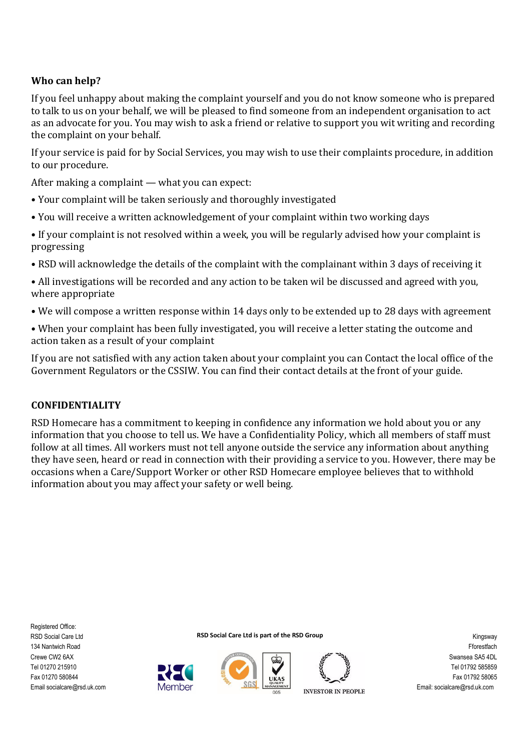### Who can help?

If you feel unhappy about making the complaint yourself and you do not know someone who is prepared to talk to us on your behalf, we will be pleased to find someone from an independent organisation to act as an advocate for you. You may wish to ask a friend or relative to support you wit writing and recording the complaint on your behalf.

If your service is paid for by Social Services, you may wish to use their complaints procedure, in addition to our procedure.

After making a complaint — what you can expect:

- Your complaint will be taken seriously and thoroughly investigated
- You will receive a written acknowledgement of your complaint within two working days
- If your complaint is not resolved within a week, you will be regularly advised how your complaint is progressing
- RSD will acknowledge the details of the complaint with the complainant within 3 days of receiving it
- All investigations will be recorded and any action to be taken wil be discussed and agreed with you, where appropriate
- We will compose a written response within 14 days only to be extended up to 28 days with agreement
- When your complaint has been fully investigated, you will receive a letter stating the outcome and action taken as a result of your complaint

If you are not satisfied with any action taken about your complaint you can Contact the local office of the Government Regulators or the CSSIW. You can find their contact details at the front of your guide.

### CONFIDENTIALITY

RSD Homecare has a commitment to keeping in confidence any information we hold about you or any information that you choose to tell us. We have a Confidentiality Policy, which all members of staff must follow at all times. All workers must not tell anyone outside the service any information about anything they have seen, heard or read in connection with their providing a service to you. However, there may be occasions when a Care/Support Worker or other RSD Homecare employee believes that to withhold information about you may affect your safety or well being.

Registered Office:
RSD Social Care Ltd
134 Nantwich Road
Crewe CW2 6AX
Tel 01270 215910
Fax 01270 580844
Email socialcare@rsd.uk.com

**RSD Social Care Ltd is part of the RSD Group**

Kingsway
Fforestfach
Swansea SA5 4DL
Tel 01792 585859
Fax 01792 58065
Email: socialcare@rsd.uk.com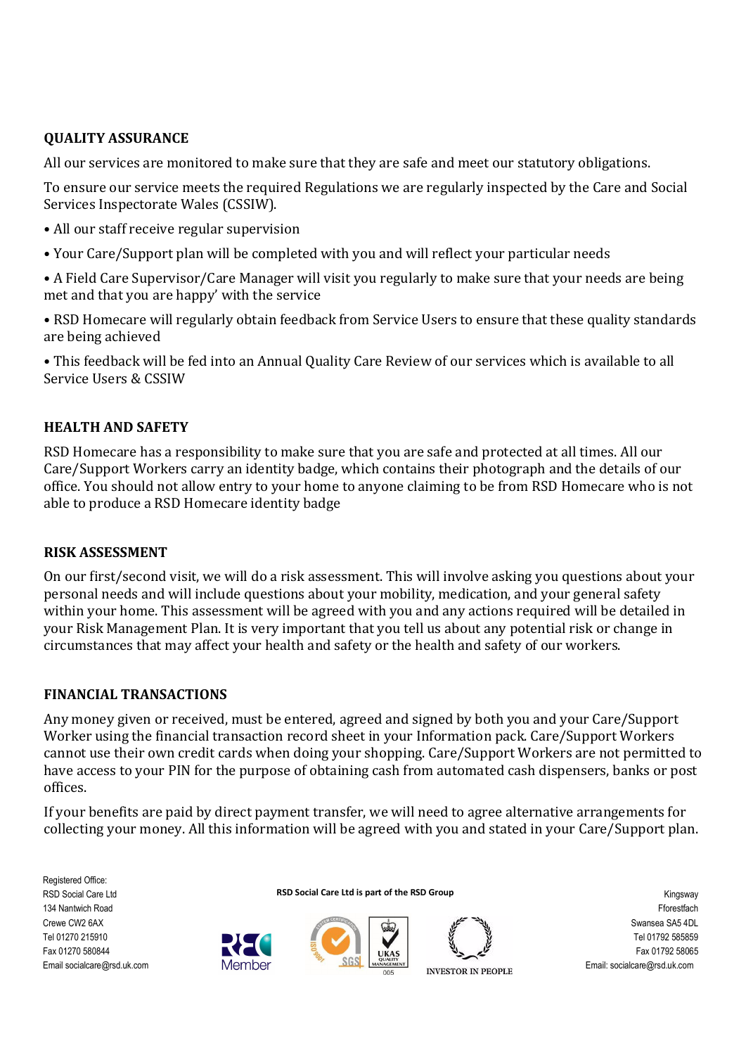## QUALITY ASSURANCE

All our services are monitored to make sure that they are safe and meet our statutory obligations.

To ensure our service meets the required Regulations we are regularly inspected by the Care and Social Services Inspectorate Wales (CSSIW).

- All our staff receive regular supervision
- Your Care/Support plan will be completed with you and will reflect your particular needs
- A Field Care Supervisor/Care Manager will visit you regularly to make sure that your needs are being met and that you are happy' with the service
- RSD Homecare will regularly obtain feedback from Service Users to ensure that these quality standards are being achieved
- This feedback will be fed into an Annual Quality Care Review of our services which is available to all Service Users & CSSIW

## HEALTH AND SAFETY

RSD Homecare has a responsibility to make sure that you are safe and protected at all times. All our Care/Support Workers carry an identity badge, which contains their photograph and the details of our office. You should not allow entry to your home to anyone claiming to be from RSD Homecare who is not able to produce a RSD Homecare identity badge

## RISK ASSESSMENT

On our first/second visit, we will do a risk assessment. This will involve asking you questions about your personal needs and will include questions about your mobility, medication, and your general safety within your home. This assessment will be agreed with you and any actions required will be detailed in your Risk Management Plan. It is very important that you tell us about any potential risk or change in circumstances that may affect your health and safety or the health and safety of our workers.

## FINANCIAL TRANSACTIONS

Any money given or received, must be entered, agreed and signed by both you and your Care/Support Worker using the financial transaction record sheet in your Information pack. Care/Support Workers cannot use their own credit cards when doing your shopping. Care/Support Workers are not permitted to have access to your PIN for the purpose of obtaining cash from automated cash dispensers, banks or post offices.

If your benefits are paid by direct payment transfer, we will need to agree alternative arrangements for collecting your money. All this information will be agreed with you and stated in your Care/Support plan.

Registered Office:
RSD Social Care Ltd
134 Nantwich Road
Crewe CW2 6AX
Tel 01270 215910
Fax 01270 580844
Email socialcare@rsd.uk.com

**RSD Social Care Ltd is part of the RSD Group**

Kingsway
Fforestfach
Swansea SA5 4DL
Tel 01792 585859
Fax 01792 58065
Email: socialcare@rsd.uk.com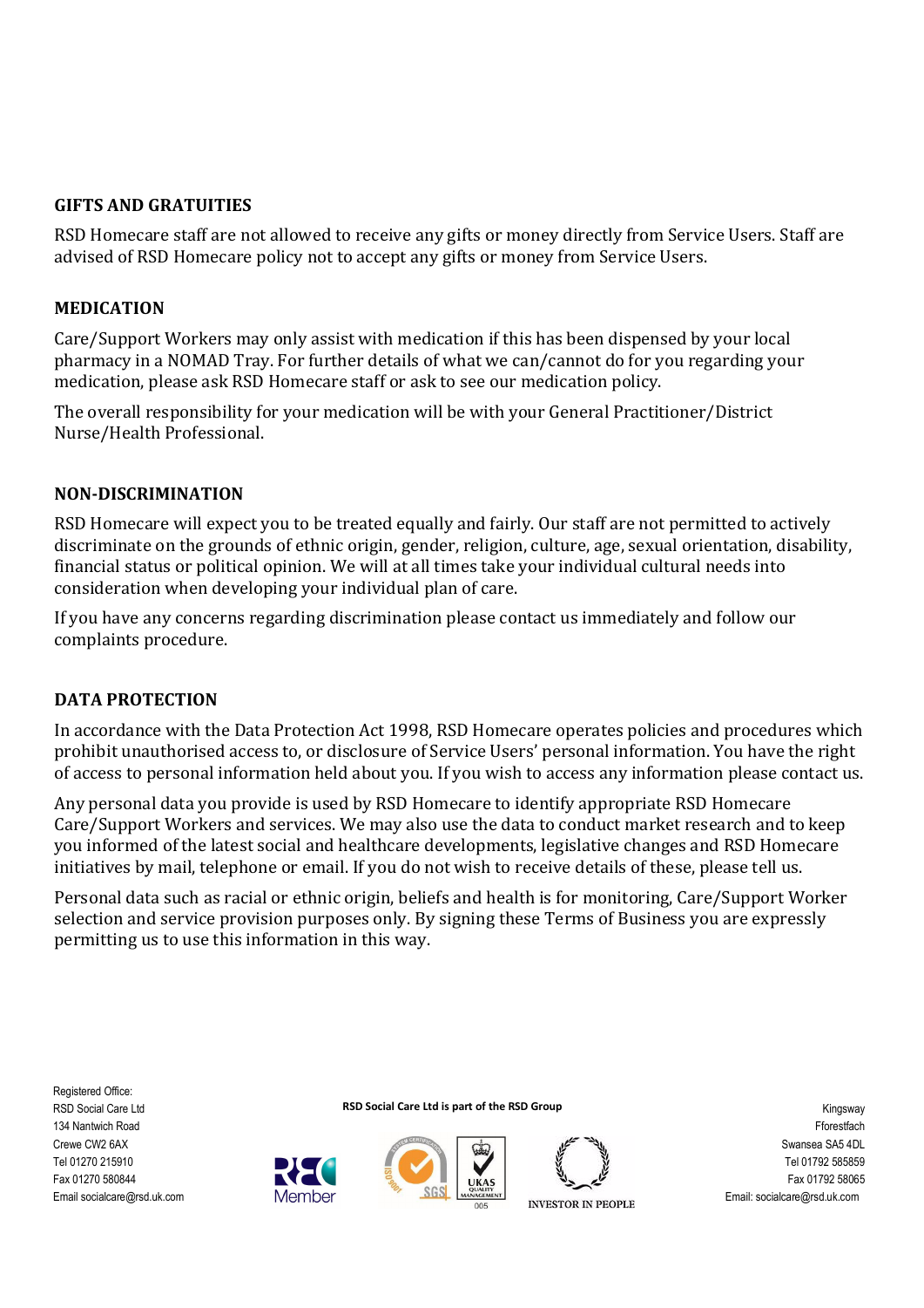## GIFTS AND GRATUITIES

RSD Homecare staff are not allowed to receive any gifts or money directly from Service Users. Staff are advised of RSD Homecare policy not to accept any gifts or money from Service Users.

## MEDICATION

Care/Support Workers may only assist with medication if this has been dispensed by your local pharmacy in a NOMAD Tray. For further details of what we can/cannot do for you regarding your medication, please ask RSD Homecare staff or ask to see our medication policy.

The overall responsibility for your medication will be with your General Practitioner/District Nurse/Health Professional.

## NON-DISCRIMINATION

RSD Homecare will expect you to be treated equally and fairly. Our staff are not permitted to actively discriminate on the grounds of ethnic origin, gender, religion, culture, age, sexual orientation, disability, financial status or political opinion. We will at all times take your individual cultural needs into consideration when developing your individual plan of care.

If you have any concerns regarding discrimination please contact us immediately and follow our complaints procedure.

## DATA PROTECTION

In accordance with the Data Protection Act 1998, RSD Homecare operates policies and procedures which prohibit unauthorised access to, or disclosure of Service Users' personal information. You have the right of access to personal information held about you. If you wish to access any information please contact us.

Any personal data you provide is used by RSD Homecare to identify appropriate RSD Homecare Care/Support Workers and services. We may also use the data to conduct market research and to keep you informed of the latest social and healthcare developments, legislative changes and RSD Homecare initiatives by mail, telephone or email. If you do not wish to receive details of these, please tell us.

Personal data such as racial or ethnic origin, beliefs and health is for monitoring, Care/Support Worker selection and service provision purposes only. By signing these Terms of Business you are expressly permitting us to use this information in this way.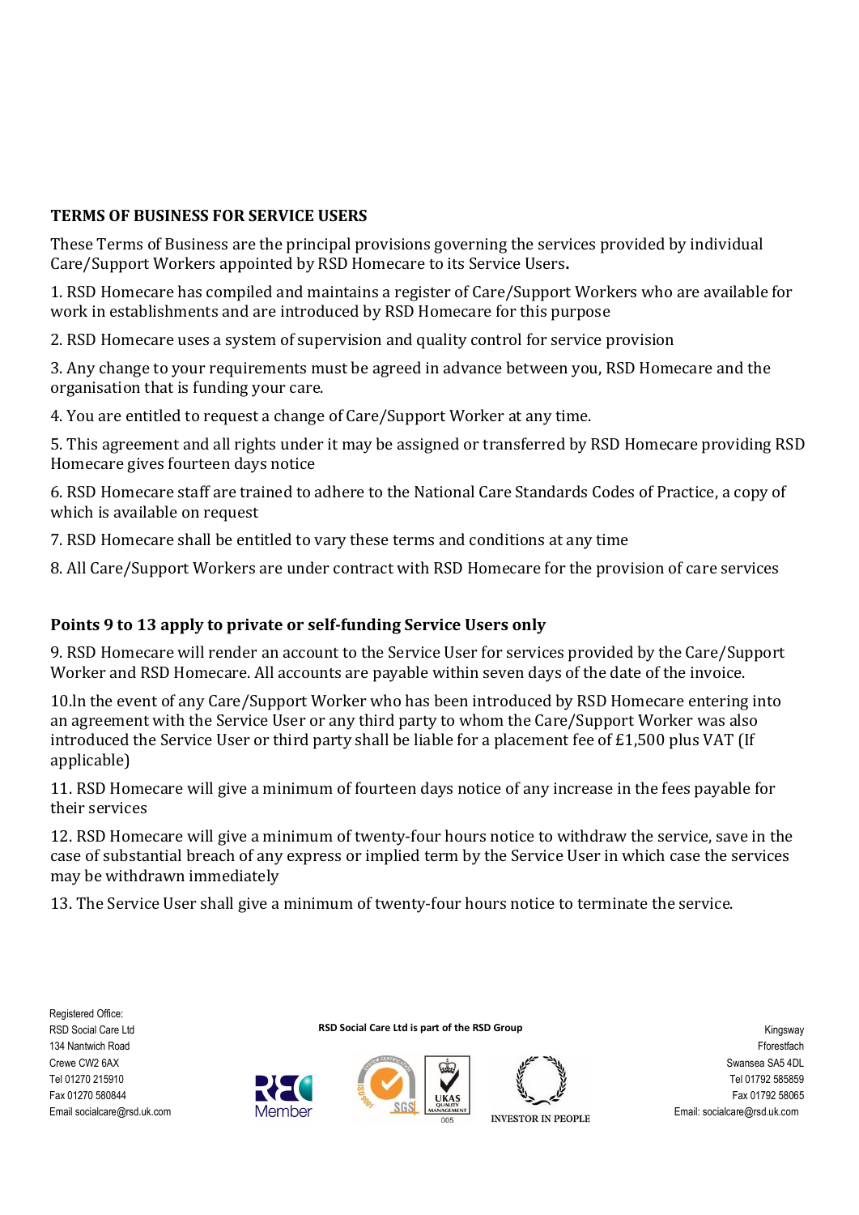**TERMS OF BUSINESS FOR SERVICE USERS**

These Terms of Business are the principal provisions governing the services provided by individual Care/Support Workers appointed by RSD Homecare to its Service Users**.**

1. RSD Homecare has compiled and maintains a register of Care/Support Workers who are available for work in establishments and are introduced by RSD Homecare for this purpose

2. RSD Homecare uses a system of supervision and quality control for service provision

3. Any change to your requirements must be agreed in advance between you, RSD Homecare and the organisation that is funding your care.

4. You are entitled to request a change of Care/Support Worker at any time.

5. This agreement and all rights under it may be assigned or transferred by RSD Homecare providing RSD Homecare gives fourteen days notice

6. RSD Homecare staff are trained to adhere to the National Care Standards Codes of Practice, a copy of which is available on request

7. RSD Homecare shall be entitled to vary these terms and conditions at any time

8. All Care/Support Workers are under contract with RSD Homecare for the provision of care services

**Points 9 to 13 apply to private or self-funding Service Users only**

9. RSD Homecare will render an account to the Service User for services provided by the Care/Support Worker and RSD Homecare. All accounts are payable within seven days of the date of the invoice.

10.ln the event of any Care/Support Worker who has been introduced by RSD Homecare entering into an agreement with the Service User or any third party to whom the Care/Support Worker was also introduced the Service User or third party shall be liable for a placement fee of £1,500 plus VAT (If applicable)

11. RSD Homecare will give a minimum of fourteen days notice of any increase in the fees payable for their services

12. RSD Homecare will give a minimum of twenty-four hours notice to withdraw the service, save in the case of substantial breach of any express or implied term by the Service User in which case the services may be withdrawn immediately

13. The Service User shall give a minimum of twenty-four hours notice to terminate the service.

Registered Office:
RSD Social Care Ltd
134 Nantwich Road
Crewe CW2 6AX
Tel 01270 215910
Fax 01270 580844
Email socialcare@rsd.uk.com

**RSD Social Care Ltd is part of the RSD Group**

Member

INVESTOR IN PEOPLE

Kingsway
Fforestfach
Swansea SA5 4DL
Tel 01792 585859
Fax 01792 58065
Email: socialcare@rsd.uk.com